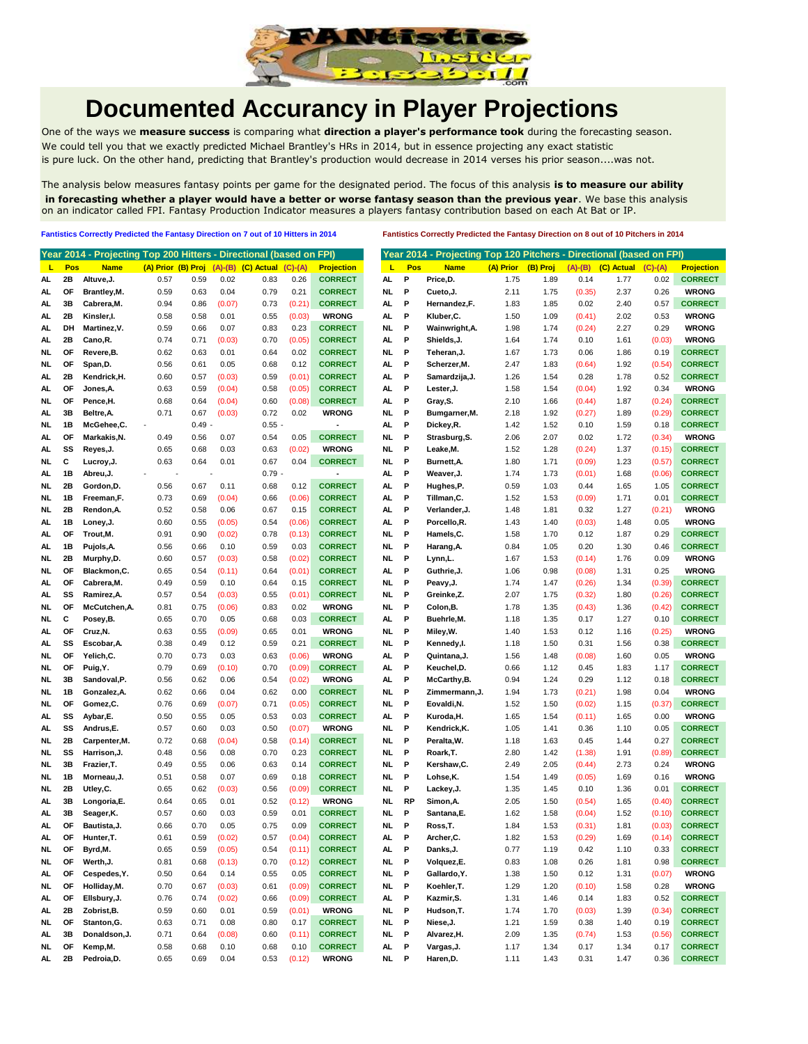# Documented Accurancy in Player Projections

One of the ways we **measure success** is comparing what **direction a player's performance took** during the forecasting season. We could tell you that we exactly predicted Michael Brantley's HRs in 2014, but in essence projecting any exact statistic is pure luck. On the other hand, predicting that Brantley's production would decrease in 2014 verses his prior season....was not.

The analysis below measures fantasy points per game for the designated period. The focus of this analysis **is to measure our ability in forecasting whether a player would have a better or worse fantasy season than the previous year**. We base this analysis on an indicator called FPI. Fantasy Production Indicator measures a players fantasy contribution based on each At Bat or IP.

Fantistics Correctly Predicted the Fantasy Direction on 7 out of 10 Hitters in 2014

| Year 2014 - Projecting Top 200 Hitters - Directional (based on FPI) | | | | | | | | |
|---|---|---|---|---|---|---|---|---|
| L | Pos | Name | (A) Prior | (B) Proj | (A)-(B) | (C) Actual | (C)-(A) | Projection |
| AL | 2B | Altuve,J. | 0.57 | 0.59 | 0.02 | 0.83 | 0.26 | CORRECT |
| AL | OF | Brantley,M. | 0.59 | 0.63 | 0.04 | 0.79 | 0.21 | CORRECT |
| AL | 3B | Cabrera,M. | 0.94 | 0.86 | (0.07) | 0.73 | (0.21) | CORRECT |
| AL | 2B | Kinsler,I. | 0.58 | 0.58 | 0.01 | 0.55 | (0.03) | WRONG |
| AL | DH | Martinez,V. | 0.59 | 0.66 | 0.07 | 0.83 | 0.23 | CORRECT |
| AL | 2B | Cano,R. | 0.74 | 0.71 | (0.03) | 0.70 | (0.05) | CORRECT |
| NL | OF | Revere,B. | 0.62 | 0.63 | 0.01 | 0.64 | 0.02 | CORRECT |
| NL | OF | Span,D. | 0.56 | 0.61 | 0.05 | 0.68 | 0.12 | CORRECT |
| AL | 2B | Kendrick,H. | 0.60 | 0.57 | (0.03) | 0.59 | (0.01) | CORRECT |
| AL | OF | Jones,A. | 0.63 | 0.59 | (0.04) | 0.58 | (0.05) | CORRECT |
| NL | OF | Pence,H. | 0.68 | 0.64 | (0.04) | 0.60 | (0.08) | CORRECT |
| AL | 3B | Beltre,A. | 0.71 | 0.67 | (0.03) | 0.72 | 0.02 | WRONG |
| NL | 1B | McGehee,C. | - | 0.49 | - | 0.55 | - | - |
| AL | OF | Markakis,N. | 0.49 | 0.56 | 0.07 | 0.54 | 0.05 | CORRECT |
| AL | SS | Reyes,J. | 0.65 | 0.68 | 0.03 | 0.63 | (0.02) | WRONG |
| NL | C | Lucroy,J. | 0.63 | 0.64 | 0.01 | 0.67 | 0.04 | CORRECT |
| AL | 1B | Abreu,J. | - | - | - | 0.79 | - | - |
| NL | 2B | Gordon,D. | 0.56 | 0.67 | 0.11 | 0.68 | 0.12 | CORRECT |
| NL | 1B | Freeman,F. | 0.73 | 0.69 | (0.04) | 0.66 | (0.06) | CORRECT |
| NL | 2B | Rendon,A. | 0.52 | 0.58 | 0.06 | 0.67 | 0.15 | CORRECT |
| AL | 1B | Loney,J. | 0.60 | 0.55 | (0.05) | 0.54 | (0.06) | CORRECT |
| AL | OF | Trout,M. | 0.91 | 0.90 | (0.02) | 0.78 | (0.13) | CORRECT |
| AL | 1B | Pujols,A. | 0.56 | 0.66 | 0.10 | 0.59 | 0.03 | CORRECT |
| NL | 2B | Murphy,D. | 0.60 | 0.57 | (0.03) | 0.58 | (0.02) | CORRECT |
| NL | OF | Blackmon,C. | 0.65 | 0.54 | (0.11) | 0.64 | (0.01) | CORRECT |
| AL | OF | Cabrera,M. | 0.49 | 0.59 | 0.10 | 0.64 | 0.15 | CORRECT |
| AL | SS | Ramirez,A. | 0.57 | 0.54 | (0.03) | 0.55 | (0.01) | CORRECT |
| NL | OF | McCutchen,A. | 0.81 | 0.75 | (0.06) | 0.83 | 0.02 | WRONG |
| NL | C | Posey,B. | 0.65 | 0.70 | 0.05 | 0.68 | 0.03 | CORRECT |
| AL | OF | Cruz,N. | 0.63 | 0.55 | (0.09) | 0.65 | 0.01 | WRONG |
| AL | SS | Escobar,A. | 0.38 | 0.49 | 0.12 | 0.59 | 0.21 | CORRECT |
| NL | OF | Yelich,C. | 0.70 | 0.73 | 0.03 | 0.63 | (0.06) | WRONG |
| NL | OF | Puig,Y. | 0.79 | 0.69 | (0.10) | 0.70 | (0.09) | CORRECT |
| NL | 3B | Sandoval,P. | 0.56 | 0.62 | 0.06 | 0.54 | (0.02) | WRONG |
| NL | 1B | Gonzalez,A. | 0.62 | 0.66 | 0.04 | 0.62 | 0.00 | CORRECT |
| NL | OF | Gomez,C. | 0.76 | 0.69 | (0.07) | 0.71 | (0.05) | CORRECT |
| AL | SS | Aybar,E. | 0.50 | 0.55 | 0.05 | 0.53 | 0.03 | CORRECT |
| AL | SS | Andrus,E. | 0.57 | 0.60 | 0.03 | 0.50 | (0.07) | WRONG |
| NL | 2B | Carpenter,M. | 0.72 | 0.68 | (0.04) | 0.58 | (0.14) | CORRECT |
| NL | SS | Harrison,J. | 0.48 | 0.56 | 0.08 | 0.70 | 0.23 | CORRECT |
| NL | 3B | Frazier,T. | 0.49 | 0.55 | 0.06 | 0.63 | 0.14 | CORRECT |
| NL | 1B | Morneau,J. | 0.51 | 0.58 | 0.07 | 0.69 | 0.18 | CORRECT |
| NL | 2B | Utley,C. | 0.65 | 0.62 | (0.03) | 0.56 | (0.09) | CORRECT |
| AL | 3B | Longoria,E. | 0.64 | 0.65 | 0.01 | 0.52 | (0.12) | WRONG |
| AL | 3B | Seager,K. | 0.57 | 0.60 | 0.03 | 0.59 | 0.01 | CORRECT |
| AL | OF | Bautista,J. | 0.66 | 0.70 | 0.05 | 0.75 | 0.09 | CORRECT |
| AL | OF | Hunter,T. | 0.61 | 0.59 | (0.02) | 0.57 | (0.04) | CORRECT |
| NL | OF | Byrd,M. | 0.65 | 0.59 | (0.05) | 0.54 | (0.11) | CORRECT |
| NL | OF | Werth,J. | 0.81 | 0.68 | (0.13) | 0.70 | (0.12) | CORRECT |
| AL | OF | Cespedes,Y. | 0.50 | 0.64 | 0.14 | 0.55 | 0.05 | CORRECT |
| NL | OF | Holliday,M. | 0.70 | 0.67 | (0.03) | 0.61 | (0.09) | CORRECT |
| AL | OF | Ellsbury,J. | 0.76 | 0.74 | (0.02) | 0.66 | (0.09) | CORRECT |
| AL | 2B | Zobrist,B. | 0.59 | 0.60 | 0.01 | 0.59 | (0.01) | WRONG |
| NL | OF | Stanton,G. | 0.63 | 0.71 | 0.08 | 0.80 | 0.17 | CORRECT |
| AL | 3B | Donaldson,J. | 0.71 | 0.64 | (0.08) | 0.60 | (0.11) | CORRECT |
| NL | OF | Kemp,M. | 0.58 | 0.68 | 0.10 | 0.68 | 0.10 | CORRECT |
| AL | 2B | Pedroia,D. | 0.65 | 0.69 | 0.04 | 0.53 | (0.12) | WRONG |

Fantistics Correctly Predicted the Fantasy Direction on 8 out of 10 Pitchers in 2014

| Year 2014 - Projecting Top 120 Pitchers - Directional (based on FPI) | | | | | | | | |
|---|---|---|---|---|---|---|---|---|
| L | Pos | Name | (A) Prior | (B) Proj | (A)-(B) | (C) Actual | (C)-(A) | Projection |
| AL | P | Price,D. | 1.75 | 1.89 | 0.14 | 1.77 | 0.02 | CORRECT |
| NL | P | Cueto,J. | 2.11 | 1.75 | (0.35) | 2.37 | 0.26 | WRONG |
| AL | P | Hernandez,F. | 1.83 | 1.85 | 0.02 | 2.40 | 0.57 | CORRECT |
| AL | P | Kluber,C. | 1.50 | 1.09 | (0.41) | 2.02 | 0.53 | WRONG |
| NL | P | Wainwright,A. | 1.98 | 1.74 | (0.24) | 2.27 | 0.29 | WRONG |
| AL | P | Shields,J. | 1.64 | 1.74 | 0.10 | 1.61 | (0.03) | WRONG |
| NL | P | Teheran,J. | 1.67 | 1.73 | 0.06 | 1.86 | 0.19 | CORRECT |
| AL | P | Scherzer,M. | 2.47 | 1.83 | (0.64) | 1.92 | (0.54) | CORRECT |
| AL | P | Samardzija,J. | 1.26 | 1.54 | 0.28 | 1.78 | 0.52 | CORRECT |
| AL | P | Lester,J. | 1.58 | 1.54 | (0.04) | 1.92 | 0.34 | WRONG |
| AL | P | Gray,S. | 2.10 | 1.66 | (0.44) | 1.87 | (0.24) | CORRECT |
| NL | P | Bumgarner,M. | 2.18 | 1.92 | (0.27) | 1.89 | (0.29) | CORRECT |
| AL | P | Dickey,R. | 1.42 | 1.52 | 0.10 | 1.59 | 0.18 | CORRECT |
| NL | P | Strasburg,S. | 2.06 | 2.07 | 0.02 | 1.72 | (0.34) | WRONG |
| NL | P | Leake,M. | 1.52 | 1.28 | (0.24) | 1.37 | (0.15) | CORRECT |
| NL | P | Burnett,A. | 1.80 | 1.71 | (0.09) | 1.23 | (0.57) | CORRECT |
| AL | P | Weaver,J. | 1.74 | 1.73 | (0.01) | 1.68 | (0.06) | CORRECT |
| AL | P | Hughes,P. | 0.59 | 1.03 | 0.44 | 1.65 | 1.05 | CORRECT |
| AL | P | Tillman,C. | 1.52 | 1.53 | (0.09) | 1.71 | 0.01 | CORRECT |
| AL | P | Verlander,J. | 1.48 | 1.81 | 0.32 | 1.27 | (0.21) | WRONG |
| AL | P | Porcello,R. | 1.43 | 1.40 | (0.03) | 1.48 | 0.05 | WRONG |
| NL | P | Hamels,C. | 1.58 | 1.70 | 0.12 | 1.87 | 0.29 | CORRECT |
| NL | P | Harang,A. | 0.84 | 1.05 | 0.20 | 1.30 | 0.46 | CORRECT |
| NL | P | Lynn,L. | 1.67 | 1.53 | (0.14) | 1.76 | 0.09 | WRONG |
| AL | P | Guthrie,J. | 1.06 | 0.98 | (0.08) | 1.31 | 0.25 | WRONG |
| NL | P | Peavy,J. | 1.74 | 1.47 | (0.26) | 1.34 | (0.39) | CORRECT |
| NL | P | Greinke,Z. | 2.07 | 1.75 | (0.32) | 1.80 | (0.26) | CORRECT |
| NL | P | Colon,B. | 1.78 | 1.35 | (0.43) | 1.36 | (0.42) | CORRECT |
| AL | P | Buehrle,M. | 1.18 | 1.35 | 0.17 | 1.27 | 0.10 | CORRECT |
| NL | P | Miley,W. | 1.40 | 1.53 | 0.12 | 1.16 | (0.25) | WRONG |
| NL | P | Kennedy,I. | 1.18 | 1.50 | 0.31 | 1.56 | 0.38 | CORRECT |
| AL | P | Quintana,J. | 1.56 | 1.48 | (0.08) | 1.60 | 0.05 | WRONG |
| AL | P | Keuchel,D. | 0.66 | 1.12 | 0.45 | 1.83 | 1.17 | CORRECT |
| AL | P | McCarthy,B. | 0.94 | 1.24 | 0.29 | 1.12 | 0.18 | CORRECT |
| NL | P | Zimmermann,J. | 1.94 | 1.73 | (0.21) | 1.98 | 0.04 | WRONG |
| NL | P | Eovaldi,N. | 1.52 | 1.50 | (0.02) | 1.15 | (0.37) | CORRECT |
| AL | P | Kuroda,H. | 1.65 | 1.54 | (0.11) | 1.65 | 0.00 | WRONG |
| NL | P | Kendrick,K. | 1.05 | 1.41 | 0.36 | 1.10 | 0.05 | CORRECT |
| NL | P | Peralta,W. | 1.18 | 1.63 | 0.45 | 1.44 | 0.27 | CORRECT |
| NL | P | Roark,T. | 2.80 | 1.42 | (1.38) | 1.91 | (0.89) | CORRECT |
| NL | P | Kershaw,C. | 2.49 | 2.05 | (0.44) | 2.73 | 0.24 | WRONG |
| NL | P | Lohse,K. | 1.54 | 1.49 | (0.05) | 1.69 | 0.16 | WRONG |
| NL | P | Lackey,J. | 1.35 | 1.45 | 0.10 | 1.36 | 0.01 | CORRECT |
| NL | RP | Simon,A. | 2.05 | 1.50 | (0.54) | 1.65 | (0.40) | CORRECT |
| NL | P | Santana,E. | 1.62 | 1.58 | (0.04) | 1.52 | (0.10) | CORRECT |
| NL | P | Ross,T. | 1.84 | 1.53 | (0.31) | 1.81 | (0.03) | CORRECT |
| NL | P | Archer,C. | 1.82 | 1.53 | (0.29) | 1.69 | (0.14) | CORRECT |
| AL | P | Danks,J. | 0.77 | 1.19 | 0.42 | 1.10 | 0.33 | CORRECT |
| NL | P | Volquez,E. | 0.83 | 1.08 | 0.26 | 1.81 | 0.98 | CORRECT |
| NL | P | Gallardo,Y. | 1.38 | 1.50 | 0.12 | 1.31 | (0.07) | WRONG |
| NL | P | Koehler,T. | 1.29 | 1.20 | (0.10) | 1.58 | 0.28 | WRONG |
| AL | P | Kazmir,S. | 1.31 | 1.46 | 0.14 | 1.83 | 0.52 | CORRECT |
| NL | P | Hudson,T. | 1.74 | 1.70 | (0.03) | 1.39 | (0.34) | CORRECT |
| NL | P | Niese,J. | 1.21 | 1.59 | 0.38 | 1.40 | 0.19 | CORRECT |
| NL | P | Alvarez,H. | 2.09 | 1.35 | (0.74) | 1.53 | (0.56) | CORRECT |
| AL | P | Vargas,J. | 1.17 | 1.34 | 0.17 | 1.34 | 0.17 | CORRECT |
| NL | P | Haren,D. | 1.11 | 1.43 | 0.31 | 1.47 | 0.36 | CORRECT |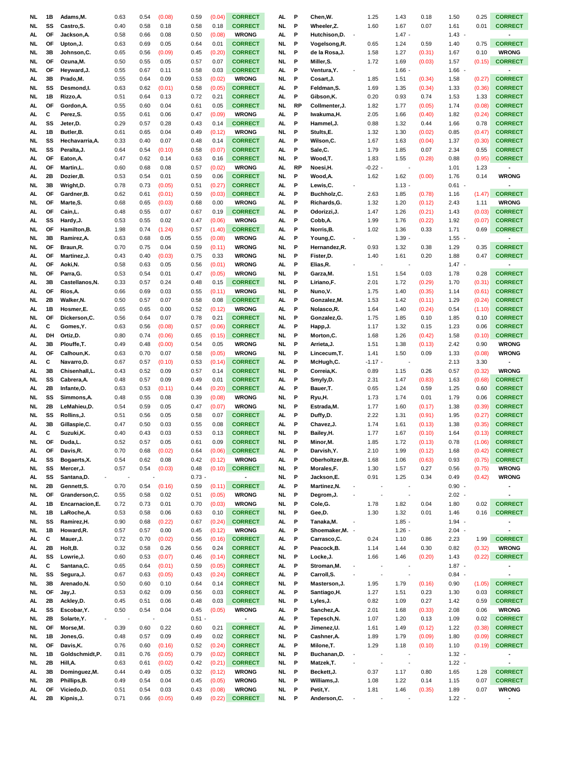| | | | | | | | | | | | | | | | | | | |
|---|---|---|---|---|---|---|---|---|---|---|---|---|---|---|---|---|---|---|
| NL | 1B | Adams,M. | 0.63 | 0.54 | (0.08) | 0.59 | (0.04) | CORRECT | AL | P | Chen,W. | 1.25 | 1.43 | 0.18 | 1.50 | 0.25 | CORRECT |
| NL | SS | Castro,S. | 0.40 | 0.58 | 0.18 | 0.58 | 0.18 | CORRECT | NL | P | Wheeler,Z. | 1.60 | 1.67 | 0.07 | 1.61 | 0.01 | CORRECT |
| AL | OF | Jackson,A. | 0.58 | 0.66 | 0.08 | 0.50 | (0.08) | WRONG | AL | P | Hutchison,D. | - | 1.47 | - | 1.43 | - | - |
| NL | OF | Upton,J. | 0.63 | 0.69 | 0.05 | 0.64 | 0.01 | CORRECT | NL | P | Vogelsong,R. | 0.65 | 1.24 | 0.59 | 1.40 | 0.75 | CORRECT |
| NL | 3B | Johnson,C. | 0.65 | 0.56 | (0.09) | 0.45 | (0.20) | CORRECT | NL | P | de la Rosa,J. | 1.58 | 1.27 | (0.31) | 1.67 | 0.10 | WRONG |
| NL | OF | Ozuna,M. | 0.50 | 0.55 | 0.05 | 0.57 | 0.07 | CORRECT | NL | P | Miller,S. | 1.72 | 1.69 | (0.03) | 1.57 | (0.15) | CORRECT |
| NL | OF | Heyward,J. | 0.55 | 0.67 | 0.11 | 0.58 | 0.03 | CORRECT | AL | P | Ventura,Y. | - | 1.66 | - | 1.66 | - | - |
| AL | 3B | Prado,M. | 0.55 | 0.64 | 0.09 | 0.53 | (0.02) | WRONG | NL | P | Cosart,J. | 1.85 | 1.51 | (0.34) | 1.58 | (0.27) | CORRECT |
| NL | SS | Desmond,I. | 0.63 | 0.62 | (0.01) | 0.58 | (0.05) | CORRECT | AL | P | Feldman,S. | 1.69 | 1.35 | (0.34) | 1.33 | (0.36) | CORRECT |
| NL | 1B | Rizzo,A. | 0.51 | 0.64 | 0.13 | 0.72 | 0.21 | CORRECT | AL | P | Gibson,K. | 0.20 | 0.93 | 0.74 | 1.53 | 1.33 | CORRECT |
| AL | OF | Gordon,A. | 0.55 | 0.60 | 0.04 | 0.61 | 0.05 | CORRECT | NL | RP | Collmenter,J. | 1.82 | 1.77 | (0.05) | 1.74 | (0.08) | CORRECT |
| AL | C | Perez,S. | 0.55 | 0.61 | 0.06 | 0.47 | (0.09) | WRONG | AL | P | Iwakuma,H. | 2.05 | 1.66 | (0.40) | 1.82 | (0.24) | CORRECT |
| AL | SS | Jeter,D. | 0.29 | 0.57 | 0.28 | 0.43 | 0.14 | CORRECT | AL | P | Hammel,J. | 0.88 | 1.32 | 0.44 | 1.66 | 0.78 | CORRECT |
| AL | 1B | Butler,B. | 0.61 | 0.65 | 0.04 | 0.49 | (0.12) | WRONG | NL | P | Stults,E. | 1.32 | 1.30 | (0.02) | 0.85 | (0.47) | CORRECT |
| NL | SS | Hechavarria,A. | 0.33 | 0.40 | 0.07 | 0.48 | 0.14 | CORRECT | AL | P | Wilson,C. | 1.67 | 1.63 | (0.04) | 1.37 | (0.30) | CORRECT |
| NL | SS | Peralta,J. | 0.64 | 0.54 | (0.10) | 0.58 | (0.07) | CORRECT | AL | P | Sale,C. | 1.79 | 1.85 | 0.07 | 2.34 | 0.55 | CORRECT |
| AL | OF | Eaton,A. | 0.47 | 0.62 | 0.14 | 0.63 | 0.16 | CORRECT | NL | P | Wood,T. | 1.83 | 1.55 | (0.28) | 0.88 | (0.95) | CORRECT |
| AL | OF | Martin,L. | 0.60 | 0.68 | 0.08 | 0.57 | (0.02) | WRONG | AL | RP | Noesi,H. | -0.22 | - | - | 1.01 | 1.23 | - |
| AL | 2B | Dozier,B. | 0.53 | 0.54 | 0.01 | 0.59 | 0.06 | CORRECT | NL | P | Wood,A. | 1.62 | 1.62 | (0.00) | 1.76 | 0.14 | WRONG |
| NL | 3B | Wright,D. | 0.78 | 0.73 | (0.05) | 0.51 | (0.27) | CORRECT | AL | P | Lewis,C. | - | 1.13 | - | 0.61 | - | - |
| AL | OF | Gardner,B. | 0.62 | 0.61 | (0.01) | 0.59 | (0.03) | CORRECT | AL | P | Buchholz,C. | 2.63 | 1.85 | (0.78) | 1.16 | (1.47) | CORRECT |
| NL | OF | Marte,S. | 0.68 | 0.65 | (0.03) | 0.68 | 0.00 | WRONG | AL | P | Richards,G. | 1.32 | 1.20 | (0.12) | 2.43 | 1.11 | WRONG |
| AL | OF | Cain,L. | 0.48 | 0.55 | 0.07 | 0.67 | 0.19 | CORRECT | AL | P | Odorizzi,J. | 1.47 | 1.26 | (0.21) | 1.43 | (0.03) | CORRECT |
| AL | SS | Hardy,J. | 0.53 | 0.55 | 0.02 | 0.47 | (0.06) | WRONG | AL | P | Cobb,A. | 1.99 | 1.76 | (0.22) | 1.92 | (0.07) | CORRECT |
| NL | OF | Hamilton,B. | 1.98 | 0.74 | (1.24) | 0.57 | (1.40) | CORRECT | AL | P | Norris,B. | 1.02 | 1.36 | 0.33 | 1.71 | 0.69 | CORRECT |
| NL | 3B | Ramirez,A. | 0.63 | 0.68 | 0.05 | 0.55 | (0.08) | WRONG | AL | P | Young,C. | - | 1.39 | - | 1.55 | - | - |
| NL | OF | Braun,R. | 0.70 | 0.75 | 0.04 | 0.59 | (0.11) | WRONG | NL | P | Hernandez,R. | 0.93 | 1.32 | 0.38 | 1.29 | 0.35 | CORRECT |
| AL | OF | Martinez,J. | 0.43 | 0.40 | (0.03) | 0.75 | 0.33 | WRONG | AL | P | Fister,D. | 1.40 | 1.61 | 0.20 | 1.88 | 0.47 | CORRECT |
| AL | OF | Aoki,N. | 0.58 | 0.63 | 0.05 | 0.56 | (0.01) | WRONG | AL | P | Elias,R. | - | - | - | 1.47 | - | - |
| NL | OF | Parra,G. | 0.53 | 0.54 | 0.01 | 0.47 | (0.05) | WRONG | NL | P | Garza,M. | 1.51 | 1.54 | 0.03 | 1.78 | 0.28 | CORRECT |
| AL | 3B | Castellanos,N. | 0.33 | 0.57 | 0.24 | 0.48 | 0.15 | CORRECT | NL | P | Liriano,F. | 2.01 | 1.72 | (0.29) | 1.70 | (0.31) | CORRECT |
| AL | OF | Rios,A. | 0.66 | 0.69 | 0.03 | 0.55 | (0.11) | WRONG | NL | P | Nuno,V. | 1.75 | 1.40 | (0.35) | 1.14 | (0.61) | CORRECT |
| NL | 2B | Walker,N. | 0.50 | 0.57 | 0.07 | 0.58 | 0.08 | CORRECT | AL | P | Gonzalez,M. | 1.53 | 1.42 | (0.11) | 1.29 | (0.24) | CORRECT |
| AL | 1B | Hosmer,E. | 0.65 | 0.65 | 0.00 | 0.52 | (0.12) | WRONG | AL | P | Nolasco,R. | 1.64 | 1.40 | (0.24) | 0.54 | (1.10) | CORRECT |
| NL | OF | Dickerson,C. | 0.56 | 0.64 | 0.07 | 0.78 | 0.21 | CORRECT | NL | P | Gonzalez,G. | 1.75 | 1.85 | 0.10 | 1.85 | 0.10 | CORRECT |
| AL | C | Gomes,Y. | 0.63 | 0.56 | (0.08) | 0.57 | (0.06) | CORRECT | AL | P | Happ,J. | 1.17 | 1.32 | 0.15 | 1.23 | 0.06 | CORRECT |
| AL | DH | Ortiz,D. | 0.80 | 0.74 | (0.06) | 0.65 | (0.15) | CORRECT | NL | P | Morton,C. | 1.68 | 1.26 | (0.42) | 1.58 | (0.10) | CORRECT |
| AL | 3B | Plouffe,T. | 0.49 | 0.48 | (0.00) | 0.54 | 0.05 | WRONG | NL | P | Arrieta,J. | 1.51 | 1.38 | (0.13) | 2.42 | 0.90 | WRONG |
| AL | OF | Calhoun,K. | 0.63 | 0.70 | 0.07 | 0.58 | (0.05) | WRONG | NL | P | Lincecum,T. | 1.41 | 1.50 | 0.09 | 1.33 | (0.08) | WRONG |
| AL | C | Navarro,D. | 0.67 | 0.57 | (0.10) | 0.53 | (0.14) | CORRECT | AL | P | McHugh,C. | -1.17 | - | - | 2.13 | 3.30 | - |
| AL | 3B | Chisenhall,L. | 0.43 | 0.52 | 0.09 | 0.57 | 0.14 | CORRECT | NL | P | Correia,K. | 0.89 | 1.15 | 0.26 | 0.57 | (0.32) | WRONG |
| NL | SS | Cabrera,A. | 0.48 | 0.57 | 0.09 | 0.49 | 0.01 | CORRECT | AL | P | Smyly,D. | 2.31 | 1.47 | (0.83) | 1.63 | (0.68) | CORRECT |
| AL | 2B | Infante,O. | 0.63 | 0.53 | (0.11) | 0.44 | (0.20) | CORRECT | AL | P | Bauer,T. | 0.65 | 1.24 | 0.59 | 1.25 | 0.60 | CORRECT |
| NL | SS | Simmons,A. | 0.48 | 0.55 | 0.08 | 0.39 | (0.08) | WRONG | NL | P | Ryu,H. | 1.73 | 1.74 | 0.01 | 1.79 | 0.06 | CORRECT |
| NL | 2B | LeMahieu,D. | 0.54 | 0.59 | 0.05 | 0.47 | (0.07) | WRONG | NL | P | Estrada,M. | 1.77 | 1.60 | (0.17) | 1.38 | (0.39) | CORRECT |
| NL | SS | Rollins,J. | 0.51 | 0.56 | 0.05 | 0.58 | 0.07 | CORRECT | AL | P | Duffy,D. | 2.22 | 1.31 | (0.91) | 1.95 | (0.27) | CORRECT |
| AL | 3B | Gillaspie,C. | 0.47 | 0.50 | 0.03 | 0.55 | 0.08 | CORRECT | AL | P | Chavez,J. | 1.74 | 1.61 | (0.13) | 1.38 | (0.35) | CORRECT |
| AL | C | Suzuki,K. | 0.40 | 0.43 | 0.03 | 0.53 | 0.13 | CORRECT | NL | P | Bailey,H. | 1.77 | 1.67 | (0.10) | 1.64 | (0.13) | CORRECT |
| NL | OF | Duda,L. | 0.52 | 0.57 | 0.05 | 0.61 | 0.09 | CORRECT | NL | P | Minor,M. | 1.85 | 1.72 | (0.13) | 0.78 | (1.06) | CORRECT |
| AL | OF | Davis,R. | 0.70 | 0.68 | (0.02) | 0.64 | (0.06) | CORRECT | AL | P | Darvish,Y. | 2.10 | 1.99 | (0.12) | 1.68 | (0.42) | CORRECT |
| AL | SS | Bogaerts,X. | 0.54 | 0.62 | 0.08 | 0.42 | (0.12) | WRONG | AL | P | Oberholtzer,B. | 1.68 | 1.06 | (0.63) | 0.93 | (0.75) | CORRECT |
| NL | SS | Mercer,J. | 0.57 | 0.54 | (0.03) | 0.48 | (0.10) | CORRECT | NL | P | Morales,F. | 1.30 | 1.57 | 0.27 | 0.56 | (0.75) | WRONG |
| AL | SS | Santana,D. | - | - | - | 0.73 | - | - | NL | P | Jackson,E. | 0.91 | 1.25 | 0.34 | 0.49 | (0.42) | WRONG |
| NL | 2B | Gennett,S. | 0.70 | 0.54 | (0.16) | 0.59 | (0.11) | CORRECT | AL | P | Martinez,N. | - | - | - | 0.90 | - | - |
| NL | OF | Granderson,C. | 0.55 | 0.58 | 0.02 | 0.51 | (0.05) | WRONG | NL | P | Degrom,J. | - | - | - | 2.02 | - | - |
| AL | 1B | Encarnacion,E. | 0.72 | 0.73 | 0.01 | 0.70 | (0.03) | WRONG | NL | P | Cole,G. | 1.78 | 1.82 | 0.04 | 1.80 | 0.02 | CORRECT |
| NL | 1B | LaRoche,A. | 0.53 | 0.58 | 0.06 | 0.63 | 0.10 | CORRECT | NL | P | Gee,D. | 1.30 | 1.32 | 0.01 | 1.46 | 0.16 | CORRECT |
| NL | SS | Ramirez,H. | 0.90 | 0.68 | (0.22) | 0.67 | (0.24) | CORRECT | AL | P | Tanaka,M. | - | 1.85 | - | 1.94 | - | - |
| NL | 1B | Howard,R. | 0.57 | 0.57 | 0.00 | 0.45 | (0.12) | WRONG | AL | P | Shoemaker,M. | - | 1.26 | - | 2.04 | - | - |
| AL | C | Mauer,J. | 0.72 | 0.70 | (0.02) | 0.56 | (0.16) | CORRECT | AL | P | Carrasco,C. | 0.24 | 1.10 | 0.86 | 2.23 | 1.99 | CORRECT |
| AL | 2B | Holt,B. | 0.32 | 0.58 | 0.26 | 0.56 | 0.24 | CORRECT | AL | P | Peacock,B. | 1.14 | 1.44 | 0.30 | 0.82 | (0.32) | WRONG |
| AL | SS | Lowrie,J. | 0.60 | 0.53 | (0.07) | 0.46 | (0.14) | CORRECT | NL | P | Locke,J. | 1.66 | 1.46 | (0.20) | 1.43 | (0.22) | CORRECT |
| AL | C | Santana,C. | 0.65 | 0.64 | (0.01) | 0.59 | (0.05) | CORRECT | AL | P | Stroman,M. | - | - | - | 1.87 | - | - |
| NL | SS | Segura,J. | 0.67 | 0.63 | (0.05) | 0.43 | (0.24) | CORRECT | AL | P | Carroll,S. | - | - | - | 0.84 | - | - |
| NL | 3B | Arenado,N. | 0.50 | 0.60 | 0.10 | 0.64 | 0.14 | CORRECT | NL | P | Masterson,J. | 1.95 | 1.79 | (0.16) | 0.90 | (1.05) | CORRECT |
| NL | OF | Jay,J. | 0.53 | 0.62 | 0.09 | 0.56 | 0.03 | CORRECT | AL | P | Santiago,H. | 1.27 | 1.51 | 0.23 | 1.30 | 0.03 | CORRECT |
| AL | 2B | Ackley,D. | 0.45 | 0.51 | 0.06 | 0.48 | 0.03 | CORRECT | NL | P | Lyles,J. | 0.82 | 1.09 | 0.27 | 1.42 | 0.59 | CORRECT |
| AL | SS | Escobar,Y. | 0.50 | 0.54 | 0.04 | 0.45 | (0.05) | WRONG | AL | P | Sanchez,A. | 2.01 | 1.68 | (0.33) | 2.08 | 0.06 | WRONG |
| NL | 2B | Solarte,Y. | - | - | - | 0.51 | - | - | AL | P | Tepesch,N. | 1.07 | 1.20 | 0.13 | 1.09 | 0.02 | CORRECT |
| NL | OF | Morse,M. | 0.39 | 0.60 | 0.22 | 0.60 | 0.21 | CORRECT | AL | P | Jimenez,U. | 1.61 | 1.49 | (0.12) | 1.22 | (0.38) | CORRECT |
| NL | 1B | Jones,G. | 0.48 | 0.57 | 0.09 | 0.49 | 0.02 | CORRECT | NL | P | Cashner,A. | 1.89 | 1.79 | (0.09) | 1.80 | (0.09) | CORRECT |
| NL | OF | Davis,K. | 0.76 | 0.60 | (0.16) | 0.52 | (0.24) | CORRECT | AL | P | Milone,T. | 1.29 | 1.18 | (0.10) | 1.10 | (0.19) | CORRECT |
| NL | 1B | Goldschmidt,P. | 0.81 | 0.76 | (0.05) | 0.79 | (0.02) | CORRECT | NL | P | Buchanan,D. | - | - | - | 1.32 | - | - |
| NL | 2B | Hill,A. | 0.63 | 0.61 | (0.02) | 0.42 | (0.21) | CORRECT | NL | P | Matzek,T. | - | - | - | 1.22 | - | - |
| AL | 3B | Dominguez,M. | 0.44 | 0.49 | 0.05 | 0.32 | (0.12) | WRONG | NL | P | Beckett,J. | 0.37 | 1.17 | 0.80 | 1.65 | 1.28 | CORRECT |
| NL | 2B | Phillips,B. | 0.49 | 0.54 | 0.04 | 0.45 | (0.05) | WRONG | NL | P | Williams,J. | 1.08 | 1.22 | 0.14 | 1.15 | 0.07 | CORRECT |
| AL | OF | Viciedo,D. | 0.51 | 0.54 | 0.03 | 0.43 | (0.08) | WRONG | NL | P | Petit,Y. | 1.81 | 1.46 | (0.35) | 1.89 | 0.07 | WRONG |
| AL | 2B | Kipnis,J. | 0.71 | 0.66 | (0.05) | 0.49 | (0.22) | CORRECT | NL | P | Anderson,C. | - | - | - | 1.22 | - | - |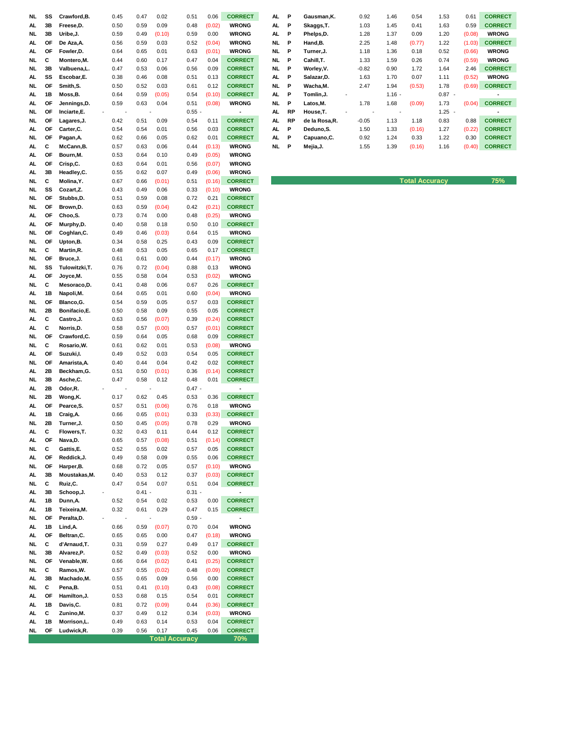| | | | | | | | | |
|---|---|---|---|---|---|---|---|---|
| NL | SS | Crawford,B. | 0.45 | 0.47 | 0.02 | 0.51 | 0.06 | CORRECT |
| AL | 3B | Freese,D. | 0.50 | 0.59 | 0.09 | 0.48 | (0.02) | WRONG |
| NL | 3B | Uribe,J. | 0.59 | 0.49 | (0.10) | 0.59 | 0.00 | WRONG |
| AL | OF | De Aza,A. | 0.56 | 0.59 | 0.03 | 0.52 | (0.04) | WRONG |
| AL | OF | Fowler,D. | 0.64 | 0.65 | 0.01 | 0.63 | (0.01) | WRONG |
| NL | C | Montero,M. | 0.44 | 0.60 | 0.17 | 0.47 | 0.04 | CORRECT |
| NL | 3B | Valbuena,L. | 0.47 | 0.53 | 0.06 | 0.56 | 0.09 | CORRECT |
| AL | SS | Escobar,E. | 0.38 | 0.46 | 0.08 | 0.51 | 0.13 | CORRECT |
| NL | OF | Smith,S. | 0.50 | 0.52 | 0.03 | 0.61 | 0.12 | CORRECT |
| AL | 1B | Moss,B. | 0.64 | 0.59 | (0.05) | 0.54 | (0.10) | CORRECT |
| AL | OF | Jennings,D. | 0.59 | 0.63 | 0.04 | 0.51 | (0.08) | WRONG |
| NL | OF | Inciarte,E. | - | - | - | 0.55 | - | - |
| NL | OF | Lagares,J. | 0.42 | 0.51 | 0.09 | 0.54 | 0.11 | CORRECT |
| AL | OF | Carter,C. | 0.54 | 0.54 | 0.01 | 0.56 | 0.03 | CORRECT |
| NL | OF | Pagan,A. | 0.62 | 0.66 | 0.05 | 0.62 | 0.01 | CORRECT |
| AL | C | McCann,B. | 0.57 | 0.63 | 0.06 | 0.44 | (0.13) | WRONG |
| AL | OF | Bourn,M. | 0.53 | 0.64 | 0.10 | 0.49 | (0.05) | WRONG |
| AL | OF | Crisp,C. | 0.63 | 0.64 | 0.01 | 0.56 | (0.07) | WRONG |
| AL | 3B | Headley,C. | 0.55 | 0.62 | 0.07 | 0.49 | (0.06) | WRONG |
| NL | C | Molina,Y. | 0.67 | 0.66 | (0.01) | 0.51 | (0.16) | CORRECT |
| NL | SS | Cozart,Z. | 0.43 | 0.49 | 0.06 | 0.33 | (0.10) | WRONG |
| NL | OF | Stubbs,D. | 0.51 | 0.59 | 0.08 | 0.72 | 0.21 | CORRECT |
| NL | OF | Brown,D. | 0.63 | 0.59 | (0.04) | 0.42 | (0.21) | CORRECT |
| AL | OF | Choo,S. | 0.73 | 0.74 | 0.00 | 0.48 | (0.25) | WRONG |
| AL | OF | Murphy,D. | 0.40 | 0.58 | 0.18 | 0.50 | 0.10 | CORRECT |
| NL | OF | Coghlan,C. | 0.49 | 0.46 | (0.03) | 0.64 | 0.15 | WRONG |
| NL | OF | Upton,B. | 0.34 | 0.58 | 0.25 | 0.43 | 0.09 | CORRECT |
| NL | C | Martin,R. | 0.48 | 0.53 | 0.05 | 0.65 | 0.17 | CORRECT |
| NL | OF | Bruce,J. | 0.61 | 0.61 | 0.00 | 0.44 | (0.17) | WRONG |
| NL | SS | Tulowitzki,T. | 0.76 | 0.72 | (0.04) | 0.88 | 0.13 | WRONG |
| AL | OF | Joyce,M. | 0.55 | 0.58 | 0.04 | 0.53 | (0.02) | WRONG |
| NL | C | Mesoraco,D. | 0.41 | 0.48 | 0.06 | 0.67 | 0.26 | CORRECT |
| AL | 1B | Napoli,M. | 0.64 | 0.65 | 0.01 | 0.60 | (0.04) | WRONG |
| NL | OF | Blanco,G. | 0.54 | 0.59 | 0.05 | 0.57 | 0.03 | CORRECT |
| NL | 2B | Bonifacio,E. | 0.50 | 0.58 | 0.09 | 0.55 | 0.05 | CORRECT |
| AL | C | Castro,J. | 0.63 | 0.56 | (0.07) | 0.39 | (0.24) | CORRECT |
| AL | C | Norris,D. | 0.58 | 0.57 | (0.00) | 0.57 | (0.01) | CORRECT |
| NL | OF | Crawford,C. | 0.59 | 0.64 | 0.05 | 0.68 | 0.09 | CORRECT |
| NL | C | Rosario,W. | 0.61 | 0.62 | 0.01 | 0.53 | (0.08) | WRONG |
| AL | OF | Suzuki,I. | 0.49 | 0.52 | 0.03 | 0.54 | 0.05 | CORRECT |
| NL | OF | Amarista,A. | 0.40 | 0.44 | 0.04 | 0.42 | 0.02 | CORRECT |
| AL | 2B | Beckham,G. | 0.51 | 0.50 | (0.01) | 0.36 | (0.14) | CORRECT |
| NL | 3B | Asche,C. | 0.47 | 0.58 | 0.12 | 0.48 | 0.01 | CORRECT |
| AL | 2B | Odor,R. | - | - | - | 0.47 | - | - |
| NL | 2B | Wong,K. | 0.17 | 0.62 | 0.45 | 0.53 | 0.36 | CORRECT |
| AL | OF | Pearce,S. | 0.57 | 0.51 | (0.06) | 0.76 | 0.18 | WRONG |
| AL | 1B | Craig,A. | 0.66 | 0.65 | (0.01) | 0.33 | (0.33) | CORRECT |
| NL | 2B | Turner,J. | 0.50 | 0.45 | (0.05) | 0.78 | 0.29 | WRONG |
| AL | C | Flowers,T. | 0.32 | 0.43 | 0.11 | 0.44 | 0.12 | CORRECT |
| AL | OF | Nava,D. | 0.65 | 0.57 | (0.08) | 0.51 | (0.14) | CORRECT |
| NL | C | Gattis,E. | 0.52 | 0.55 | 0.02 | 0.57 | 0.05 | CORRECT |
| AL | OF | Reddick,J. | 0.49 | 0.58 | 0.09 | 0.55 | 0.06 | CORRECT |
| NL | OF | Harper,B. | 0.68 | 0.72 | 0.05 | 0.57 | (0.10) | WRONG |
| AL | 3B | Moustakas,M. | 0.40 | 0.53 | 0.12 | 0.37 | (0.03) | CORRECT |
| NL | C | Ruiz,C. | 0.47 | 0.54 | 0.07 | 0.51 | 0.04 | CORRECT |
| AL | 3B | Schoop,J. | - | 0.41 | - | 0.31 | - | - |
| AL | 1B | Dunn,A. | 0.52 | 0.54 | 0.02 | 0.53 | 0.00 | CORRECT |
| AL | 1B | Teixeira,M. | 0.32 | 0.61 | 0.29 | 0.47 | 0.15 | CORRECT |
| NL | OF | Peralta,D. | - | - | - | 0.59 | - | - |
| AL | 1B | Lind,A. | 0.66 | 0.59 | (0.07) | 0.70 | 0.04 | WRONG |
| AL | OF | Beltran,C. | 0.65 | 0.65 | 0.00 | 0.47 | (0.18) | WRONG |
| NL | C | d'Arnaud,T. | 0.31 | 0.59 | 0.27 | 0.49 | 0.17 | CORRECT |
| NL | 3B | Alvarez,P. | 0.52 | 0.49 | (0.03) | 0.52 | 0.00 | WRONG |
| NL | OF | Venable,W. | 0.66 | 0.64 | (0.02) | 0.41 | (0.25) | CORRECT |
| NL | C | Ramos,W. | 0.57 | 0.55 | (0.02) | 0.48 | (0.09) | CORRECT |
| AL | 3B | Machado,M. | 0.55 | 0.65 | 0.09 | 0.56 | 0.00 | CORRECT |
| NL | C | Pena,B. | 0.51 | 0.41 | (0.10) | 0.43 | (0.08) | CORRECT |
| AL | OF | Hamilton,J. | 0.53 | 0.68 | 0.15 | 0.54 | 0.01 | CORRECT |
| AL | 1B | Davis,C. | 0.81 | 0.72 | (0.09) | 0.44 | (0.36) | CORRECT |
| AL | C | Zunino,M. | 0.37 | 0.49 | 0.12 | 0.34 | (0.03) | WRONG |
| AL | 1B | Morrison,L. | 0.49 | 0.63 | 0.14 | 0.53 | 0.04 | CORRECT |
| NL | OF | Ludwick,R. | 0.39 | 0.56 | 0.17 | 0.45 | 0.06 | CORRECT |
| | | | | | | **Total Accuracy** | | **70%** |

| | | | | | | | | |
|---|---|---|---|---|---|---|---|---|
| AL | P | Gausman,K. | 0.92 | 1.46 | 0.54 | 1.53 | 0.61 | CORRECT |
| AL | P | Skaggs,T. | 1.03 | 1.45 | 0.41 | 1.63 | 0.59 | CORRECT |
| AL | P | Phelps,D. | 1.28 | 1.37 | 0.09 | 1.20 | (0.08) | WRONG |
| NL | P | Hand,B. | 2.25 | 1.48 | (0.77) | 1.22 | (1.03) | CORRECT |
| NL | P | Turner,J. | 1.18 | 1.36 | 0.18 | 0.52 | (0.66) | WRONG |
| NL | P | Cahill,T. | 1.33 | 1.59 | 0.26 | 0.74 | (0.59) | WRONG |
| NL | P | Worley,V. | -0.82 | 0.90 | 1.72 | 1.64 | 2.46 | CORRECT |
| AL | P | Salazar,D. | 1.63 | 1.70 | 0.07 | 1.11 | (0.52) | WRONG |
| NL | P | Wacha,M. | 2.47 | 1.94 | (0.53) | 1.78 | (0.69) | CORRECT |
| AL | P | Tomlin,J. | - | 1.16 | - | 0.87 | - | - |
| NL | P | Latos,M. | 1.78 | 1.68 | (0.09) | 1.73 | (0.04) | CORRECT |
| AL | RP | House,T. | - | - | - | 1.25 | - | - |
| AL | RP | de la Rosa,R. | -0.05 | 1.13 | 1.18 | 0.83 | 0.88 | CORRECT |
| AL | P | Deduno,S. | 1.50 | 1.33 | (0.16) | 1.27 | (0.22) | CORRECT |
| AL | P | Capuano,C. | 0.92 | 1.24 | 0.33 | 1.22 | 0.30 | CORRECT |
| NL | P | Mejia,J. | 1.55 | 1.39 | (0.16) | 1.16 | (0.40) | CORRECT |
| | | | | | | **Total Accuracy** | | **75%** |